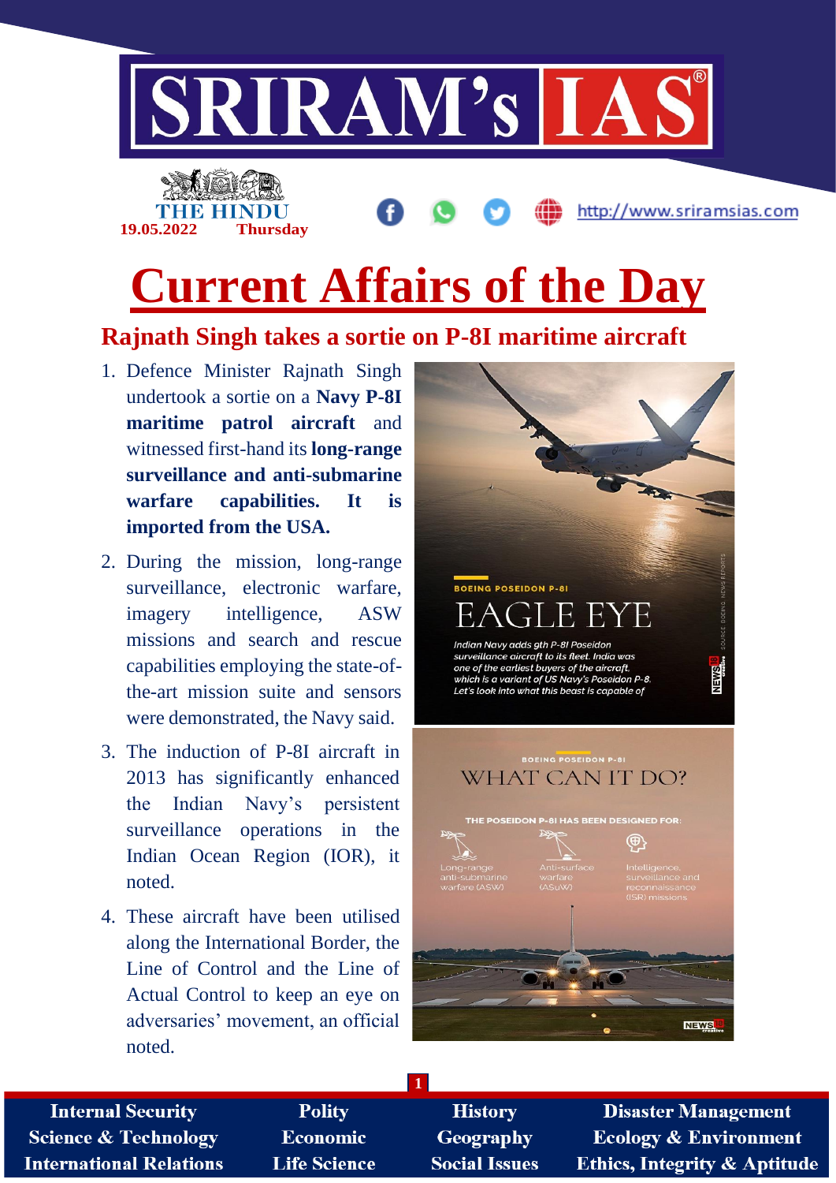# Current Affairs of the Day

## Rajnath Singh takes a sortie on P-8I maritime aircraft

1. Defence Minister Rajnath Singh undertook a sortie on a **Navy P-8I maritime patrol aircraft** and witnessed first-hand its **long-range surveillance and anti-submarine warfare capabilities. It is imported from the USA.**
2. During the mission, long-range surveillance, electronic warfare, imagery intelligence, ASW missions and search and rescue capabilities employing the state-of-the-art mission suite and sensors were demonstrated, the Navy said.
3. The induction of P-8I aircraft in 2013 has significantly enhanced the Indian Navy's persistent surveillance operations in the Indian Ocean Region (IOR), it noted.
4. These aircraft have been utilised along the International Border, the Line of Control and the Line of Actual Control to keep an eye on adversaries' movement, an official noted.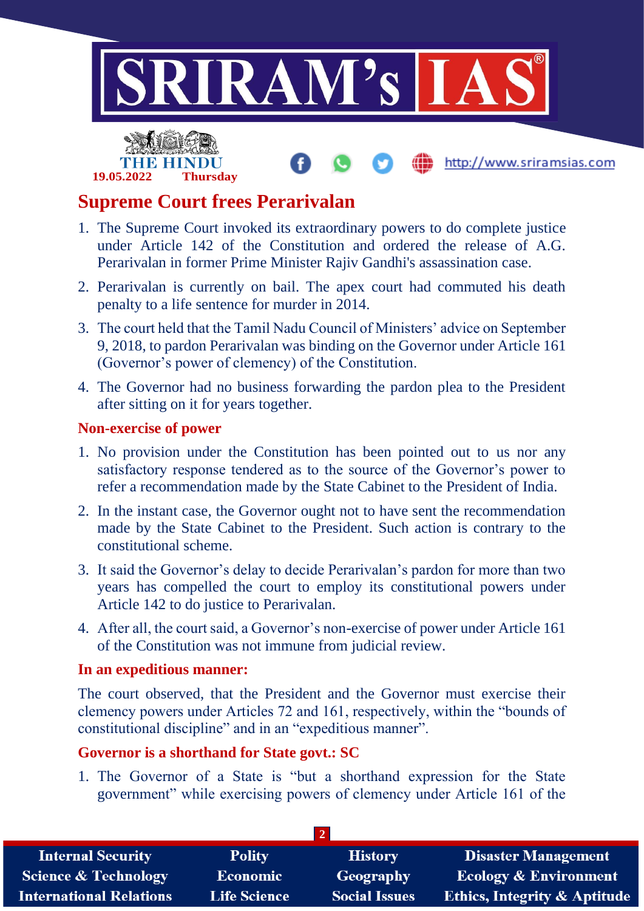## Supreme Court frees Perarivalan

1. The Supreme Court invoked its extraordinary powers to do complete justice under Article 142 of the Constitution and ordered the release of A.G. Perarivalan in former Prime Minister Rajiv Gandhi's assassination case.
2. Perarivalan is currently on bail. The apex court had commuted his death penalty to a life sentence for murder in 2014.
3. The court held that the Tamil Nadu Council of Ministers' advice on September 9, 2018, to pardon Perarivalan was binding on the Governor under Article 161 (Governor's power of clemency) of the Constitution.
4. The Governor had no business forwarding the pardon plea to the President after sitting on it for years together.

### Non-exercise of power

1. No provision under the Constitution has been pointed out to us nor any satisfactory response tendered as to the source of the Governor's power to refer a recommendation made by the State Cabinet to the President of India.
2. In the instant case, the Governor ought not to have sent the recommendation made by the State Cabinet to the President. Such action is contrary to the constitutional scheme.
3. It said the Governor's delay to decide Perarivalan's pardon for more than two years has compelled the court to employ its constitutional powers under Article 142 to do justice to Perarivalan.
4. After all, the court said, a Governor's non-exercise of power under Article 161 of the Constitution was not immune from judicial review.

### In an expeditious manner:

The court observed, that the President and the Governor must exercise their clemency powers under Articles 72 and 161, respectively, within the "bounds of constitutional discipline" and in an "expeditious manner".

### Governor is a shorthand for State govt.: SC

1. The Governor of a State is "but a shorthand expression for the State government" while exercising powers of clemency under Article 161 of the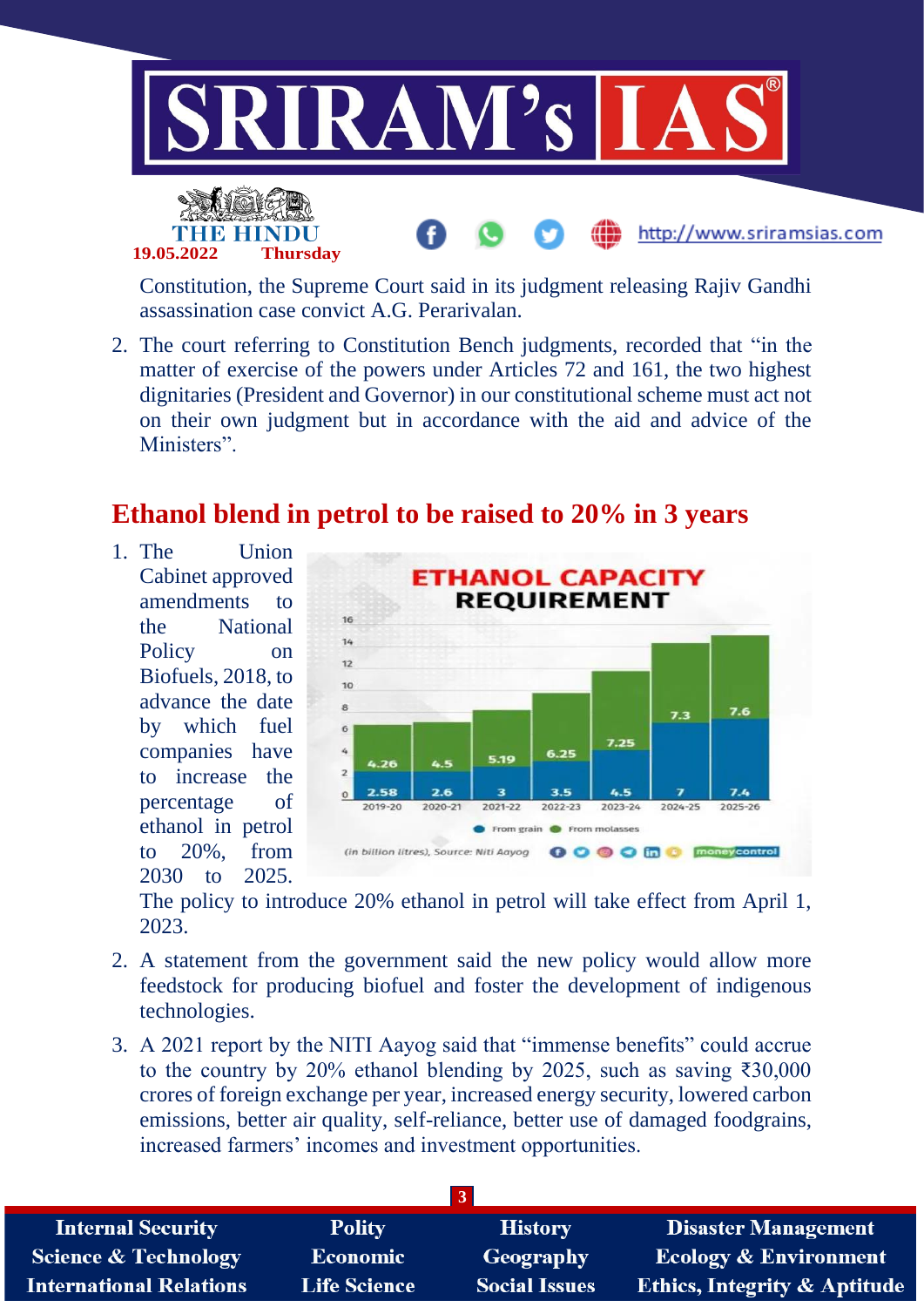Constitution, the Supreme Court said in its judgment releasing Rajiv Gandhi assassination case convict A.G. Perarivalan.

2. The court referring to Constitution Bench judgments, recorded that "in the matter of exercise of the powers under Articles 72 and 161, the two highest dignitaries (President and Governor) in our constitutional scheme must act not on their own judgment but in accordance with the aid and advice of the Ministers".

## Ethanol blend in petrol to be raised to 20% in 3 years

1. The Union Cabinet approved amendments to the National Policy on Biofuels, 2018, to advance the date by which fuel companies have to increase the percentage of ethanol in petrol to 20%, from 2030 to 2025. The policy to introduce 20% ethanol in petrol will take effect from April 1, 2023.

**ETHANOL CAPACITY REQUIREMENT**

| Year | From grain | From molasses |
|---|---|---|
| 2019-20 | 2.58 | 4.26 |
| 2020-21 | 2.6 | 4.5 |
| 2021-22 | 3 | 5.19 |
| 2022-23 | 3.5 | 6.25 |
| 2023-24 | 4.5 | 7.25 |
| 2024-25 | 7 | 7.3 |
| 2025-26 | 7.4 | 7.6 |

(in billion litres), Source: Niti Aayog

2. A statement from the government said the new policy would allow more feedstock for producing biofuel and foster the development of indigenous technologies.

3. A 2021 report by the NITI Aayog said that "immense benefits" could accrue to the country by 20% ethanol blending by 2025, such as saving ₹30,000 crores of foreign exchange per year, increased energy security, lowered carbon emissions, better air quality, self-reliance, better use of damaged foodgrains, increased farmers' incomes and investment opportunities.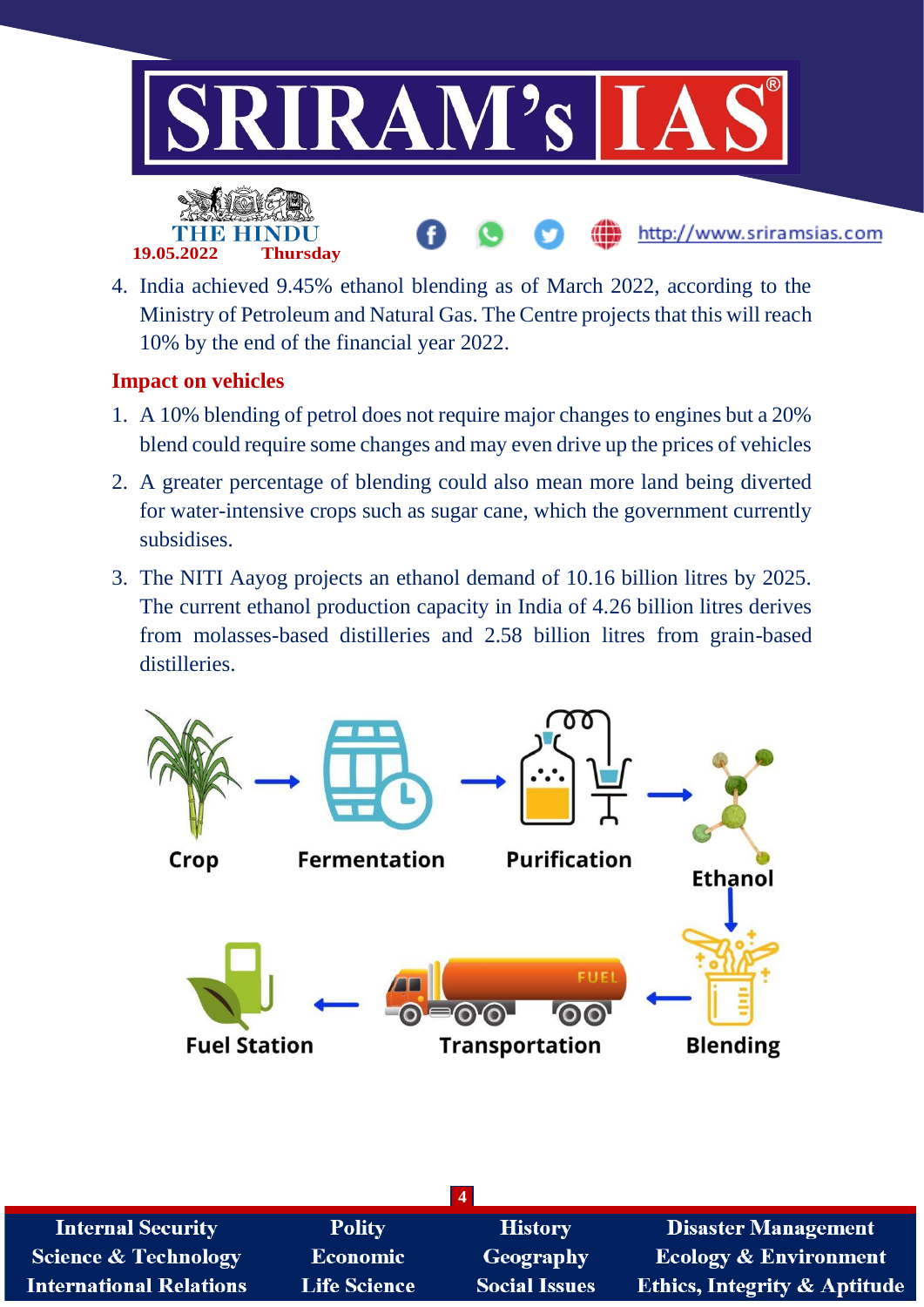4. India achieved 9.45% ethanol blending as of March 2022, according to the Ministry of Petroleum and Natural Gas. The Centre projects that this will reach 10% by the end of the financial year 2022.

## Impact on vehicles

1. A 10% blending of petrol does not require major changes to engines but a 20% blend could require some changes and may even drive up the prices of vehicles
2. A greater percentage of blending could also mean more land being diverted for water-intensive crops such as sugar cane, which the government currently subsidises.
3. The NITI Aayog projects an ethanol demand of 10.16 billion litres by 2025. The current ethanol production capacity in India of 4.26 billion litres derives from molasses-based distilleries and 2.58 billion litres from grain-based distilleries.

Crop → Fermentation → Purification → Ethanol → Blending → Transportation → Fuel Station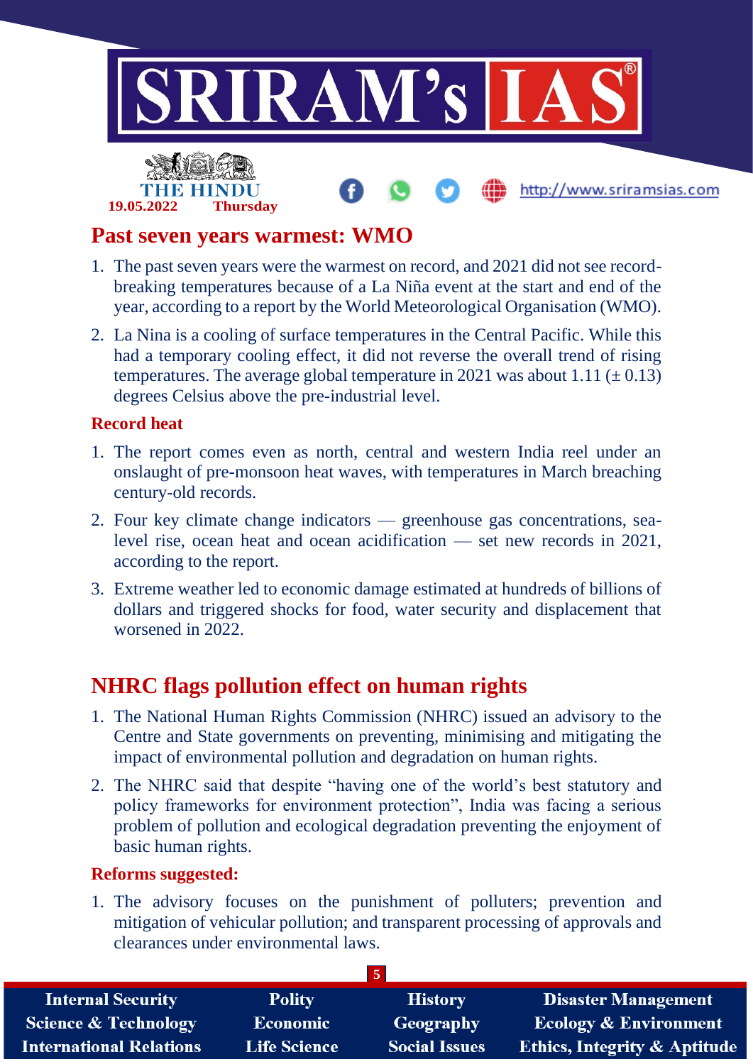## Past seven years warmest: WMO

1. The past seven years were the warmest on record, and 2021 did not see record-breaking temperatures because of a La Niña event at the start and end of the year, according to a report by the World Meteorological Organisation (WMO).
2. La Nina is a cooling of surface temperatures in the Central Pacific. While this had a temporary cooling effect, it did not reverse the overall trend of rising temperatures. The average global temperature in 2021 was about 1.11 (± 0.13) degrees Celsius above the pre-industrial level.

### Record heat

1. The report comes even as north, central and western India reel under an onslaught of pre-monsoon heat waves, with temperatures in March breaching century-old records.
2. Four key climate change indicators — greenhouse gas concentrations, sea-level rise, ocean heat and ocean acidification — set new records in 2021, according to the report.
3. Extreme weather led to economic damage estimated at hundreds of billions of dollars and triggered shocks for food, water security and displacement that worsened in 2022.

## NHRC flags pollution effect on human rights

1. The National Human Rights Commission (NHRC) issued an advisory to the Centre and State governments on preventing, minimising and mitigating the impact of environmental pollution and degradation on human rights.
2. The NHRC said that despite "having one of the world's best statutory and policy frameworks for environment protection", India was facing a serious problem of pollution and ecological degradation preventing the enjoyment of basic human rights.

### Reforms suggested:

1. The advisory focuses on the punishment of polluters; prevention and mitigation of vehicular pollution; and transparent processing of approvals and clearances under environmental laws.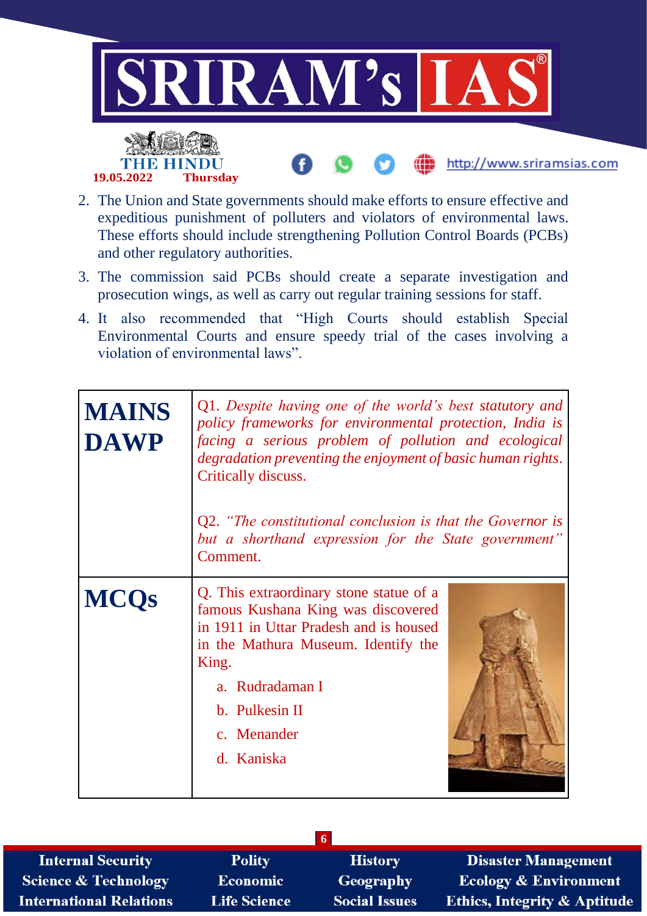2. The Union and State governments should make efforts to ensure effective and expeditious punishment of polluters and violators of environmental laws. These efforts should include strengthening Pollution Control Boards (PCBs) and other regulatory authorities.
3. The commission said PCBs should create a separate investigation and prosecution wings, as well as carry out regular training sessions for staff.
4. It also recommended that "High Courts should establish Special Environmental Courts and ensure speedy trial of the cases involving a violation of environmental laws".

| | |
|---|---|
| **MAINS DAWP** | Q1. *Despite having one of the world's best statutory and policy frameworks for environmental protection, India is facing a serious problem of pollution and ecological degradation preventing the enjoyment of basic human rights*. Critically discuss.<br><br>Q2. *"The constitutional conclusion is that the Governor is but a shorthand expression for the State government"* Comment. |
| **MCQs** | Q. This extraordinary stone statue of a famous Kushana King was discovered in 1911 in Uttar Pradesh and is housed in the Mathura Museum. Identify the King.<br>a. Rudradaman I<br>b. Pulkesin II<br>c. Menander<br>d. Kaniska |